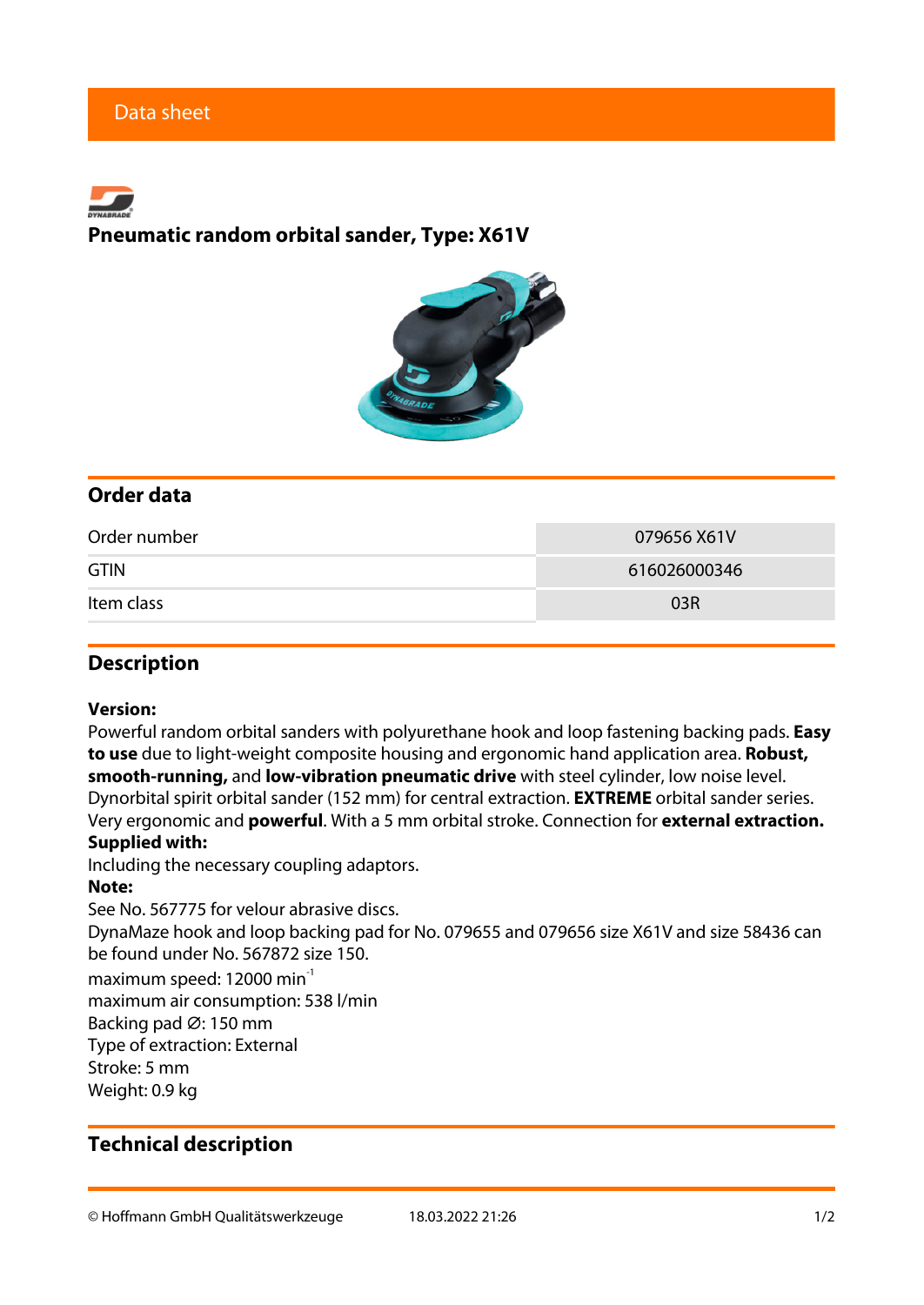Data sheet

# Pneumatic random orbital sander, Type: X61V

## Order data

| Order number | 079656 X61V |
| --- | --- |
| GTIN | 616026000346 |
| Item class | 03R |

## Description

**Version:**
Powerful random orbital sanders with polyurethane hook and loop fastening backing pads. **Easy to use** due to light-weight composite housing and ergonomic hand application area. **Robust, smooth-running,** and **low-vibration pneumatic drive** with steel cylinder, low noise level. Dynorbital spirit orbital sander (152 mm) for central extraction. **EXTREME** orbital sander series. Very ergonomic and **powerful**. With a 5 mm orbital stroke. Connection for **external extraction.**
**Supplied with:**
Including the necessary coupling adaptors.
**Note:**
See No. 567775 for velour abrasive discs.
DynaMaze hook and loop backing pad for No. 079655 and 079656 size X61V and size 58436 can be found under No. 567872 size 150.
maximum speed: 12000 min$^{-1}$
maximum air consumption: 538 l/min
Backing pad ∅: 150 mm
Type of extraction: External
Stroke: 5 mm
Weight: 0.9 kg

## Technical description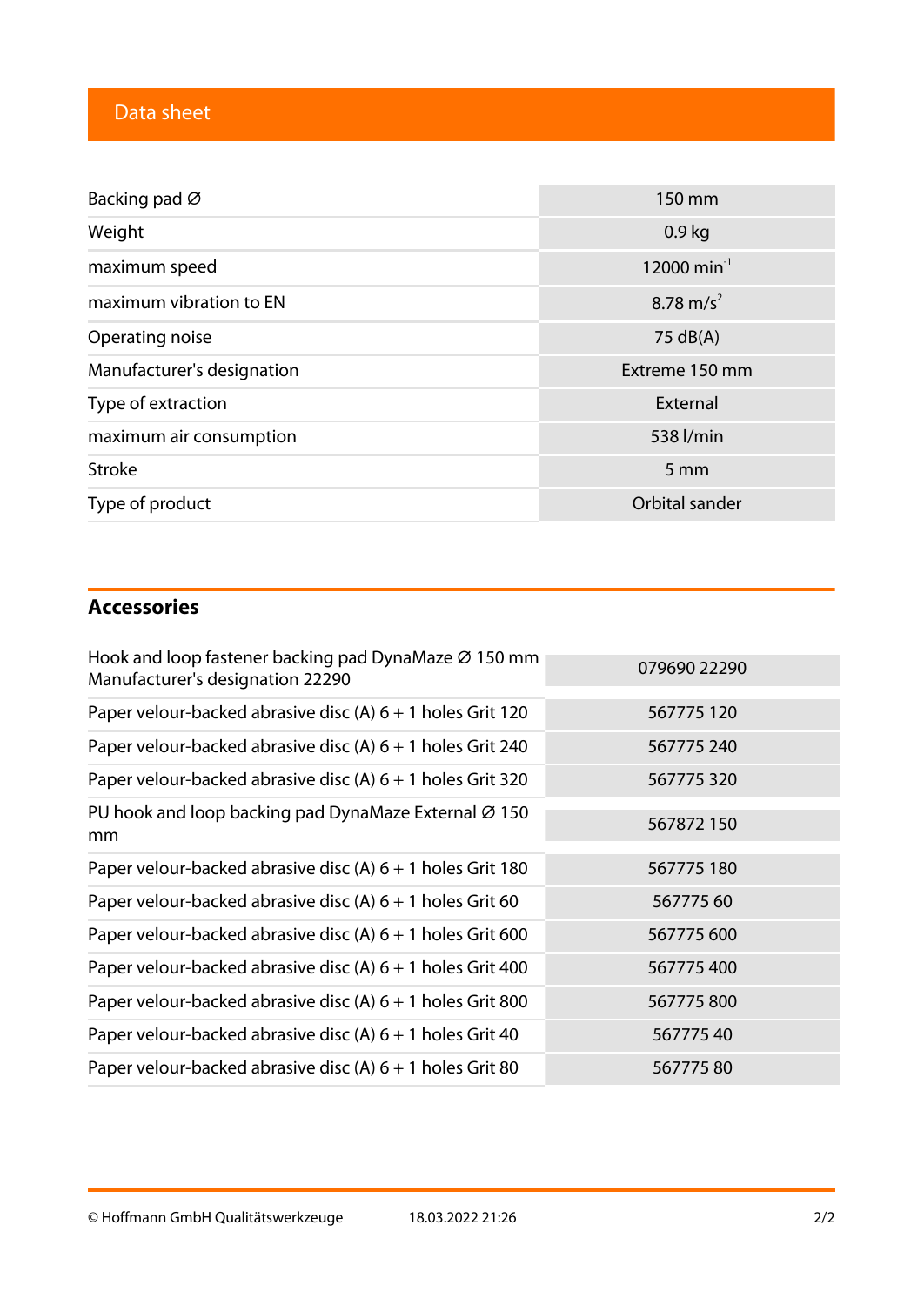## Data sheet

| | |
|---|---|
| Backing pad Ø | 150 mm |
| Weight | 0.9 kg |
| maximum speed | 12000 $min^{-1}$ |
| maximum vibration to EN | 8.78 $m/s^2$ |
| Operating noise | 75 dB(A) |
| Manufacturer's designation | Extreme 150 mm |
| Type of extraction | External |
| maximum air consumption | 538 l/min |
| Stroke | 5 mm |
| Type of product | Orbital sander |

## Accessories

| | |
|---|---|
| Hook and loop fastener backing pad DynaMaze Ø 150 mm Manufacturer's designation 22290 | 079690 22290 |
| Paper velour-backed abrasive disc (A) 6 + 1 holes Grit 120 | 567775 120 |
| Paper velour-backed abrasive disc (A) 6 + 1 holes Grit 240 | 567775 240 |
| Paper velour-backed abrasive disc (A) 6 + 1 holes Grit 320 | 567775 320 |
| PU hook and loop backing pad DynaMaze External Ø 150 mm | 567872 150 |
| Paper velour-backed abrasive disc (A) 6 + 1 holes Grit 180 | 567775 180 |
| Paper velour-backed abrasive disc (A) 6 + 1 holes Grit 60 | 567775 60 |
| Paper velour-backed abrasive disc (A) 6 + 1 holes Grit 600 | 567775 600 |
| Paper velour-backed abrasive disc (A) 6 + 1 holes Grit 400 | 567775 400 |
| Paper velour-backed abrasive disc (A) 6 + 1 holes Grit 800 | 567775 800 |
| Paper velour-backed abrasive disc (A) 6 + 1 holes Grit 40 | 567775 40 |
| Paper velour-backed abrasive disc (A) 6 + 1 holes Grit 80 | 567775 80 |

© Hoffmann GmbH Qualitätswerkzeuge 18.03.2022 21:26